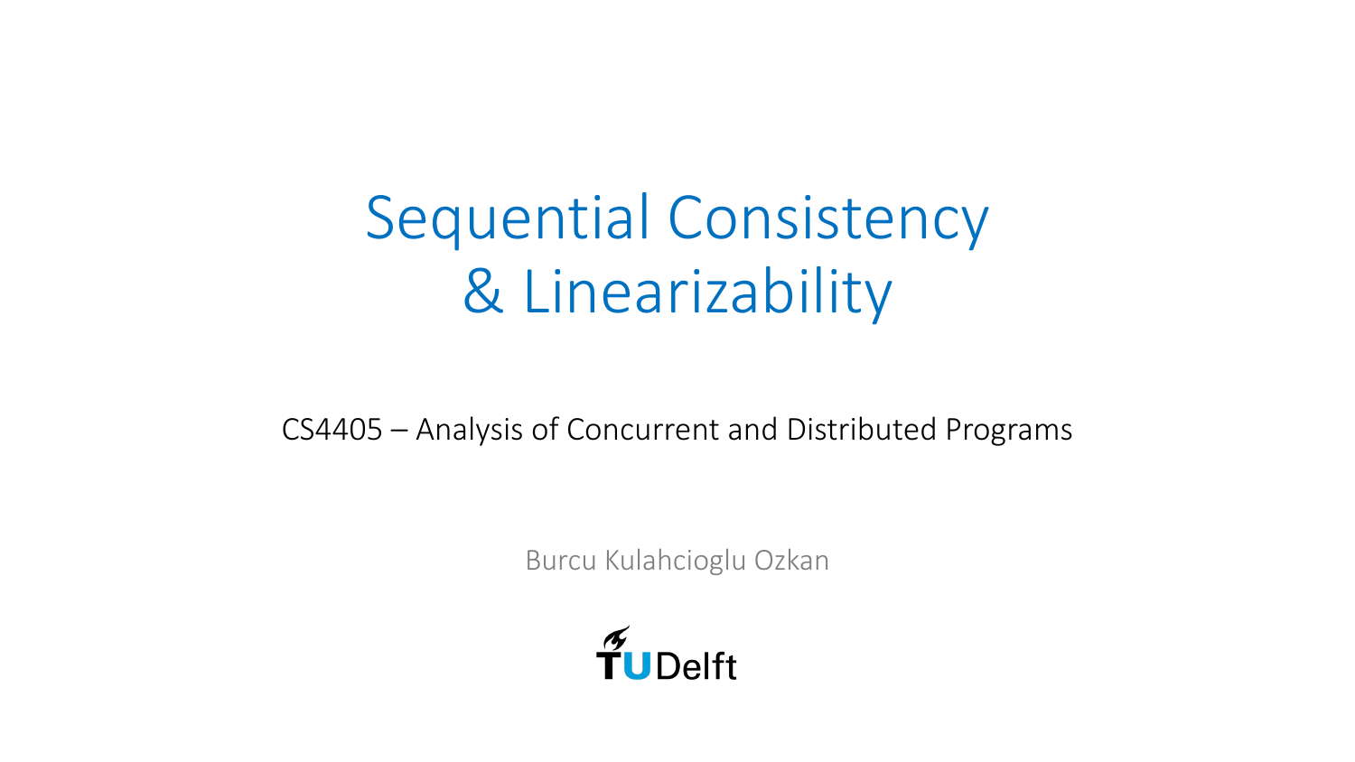# Sequential Consistency & Linearizability

CS4405 – Analysis of Concurrent and Distributed Programs

Burcu Kulahcioglu Ozkan

TU Delft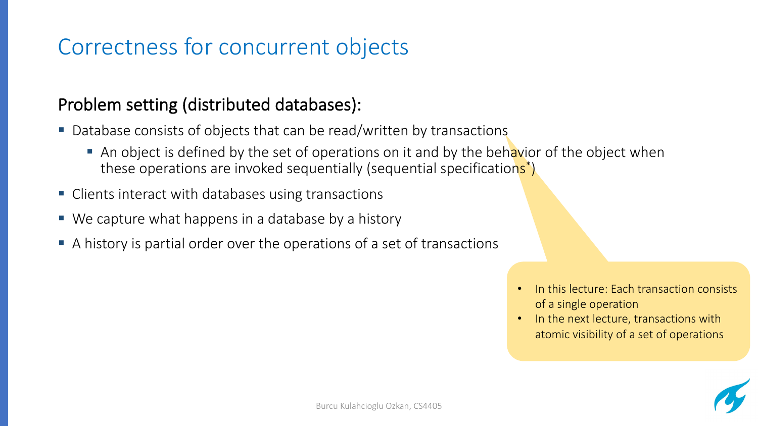# Correctness for concurrent objects

## Problem setting (distributed databases):

- Database consists of objects that can be read/written by transactions
  - An object is defined by the set of operations on it and by the behavior of the object when these operations are invoked sequentially (sequential specifications*)
- Clients interact with databases using transactions
- We capture what happens in a database by a history
- A history is partial order over the operations of a set of transactions

> - In this lecture: Each transaction consists of a single operation
> - In the next lecture, transactions with atomic visibility of a set of operations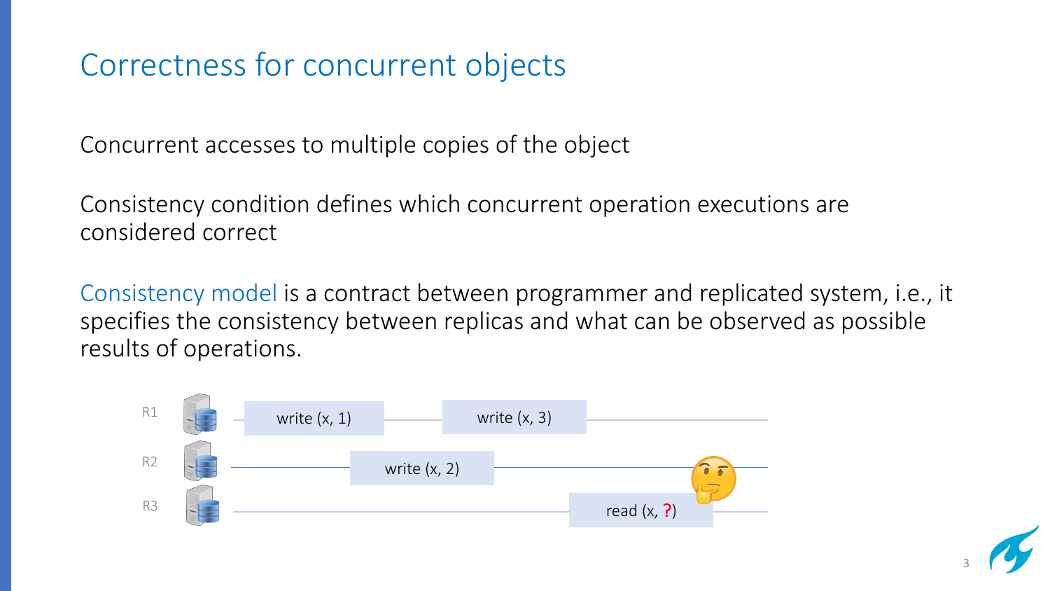# Correctness for concurrent objects

Concurrent accesses to multiple copies of the object

Consistency condition defines which concurrent operation executions are considered correct

Consistency model is a contract between programmer and replicated system, i.e., it specifies the consistency between replicas and what can be observed as possible results of operations.

R1 write (x, 1) write (x, 3)

R2 write (x, 2)

R3 read (x, ?)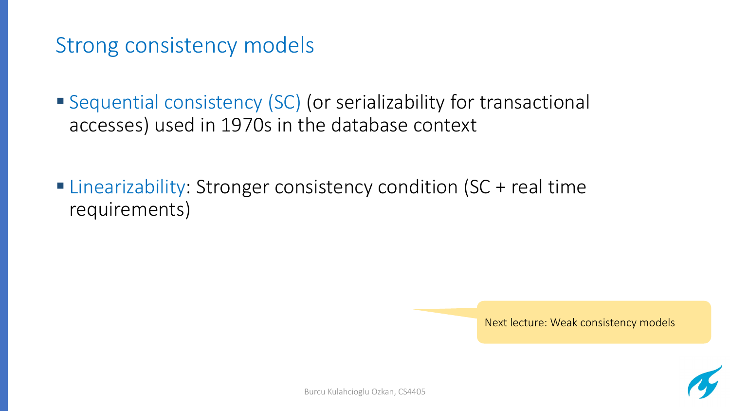# Strong consistency models

- Sequential consistency (SC) (or serializability for transactional accesses) used in 1970s in the database context

- Linearizability: Stronger consistency condition (SC + real time requirements)

Next lecture: Weak consistency models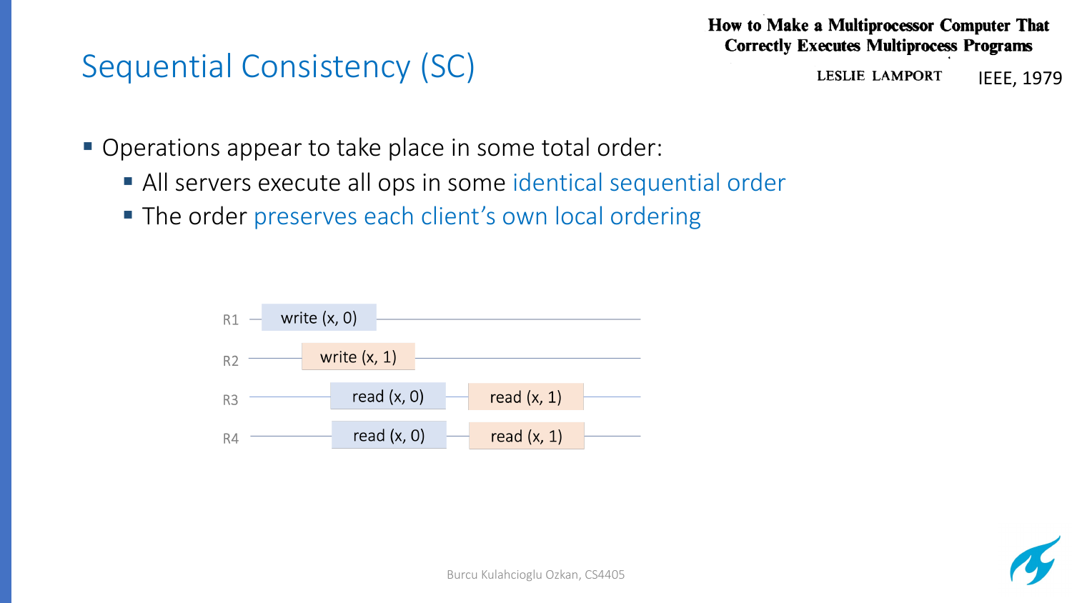# Sequential Consistency (SC)

**How to Make a Multiprocessor Computer That Correctly Executes Multiprocess Programs**

LESLIE LAMPORT — IEEE, 1979

- Operations appear to take place in some total order:
  - All servers execute all ops in some identical sequential order
  - The order preserves each client's own local ordering

| | | |
|---|---|---|
| R1 | write (x, 0) | |
| R2 | write (x, 1) | |
| R3 | read (x, 0) | read (x, 1) |
| R4 | read (x, 0) | read (x, 1) |

Burcu Kulahcioglu Ozkan, CS4405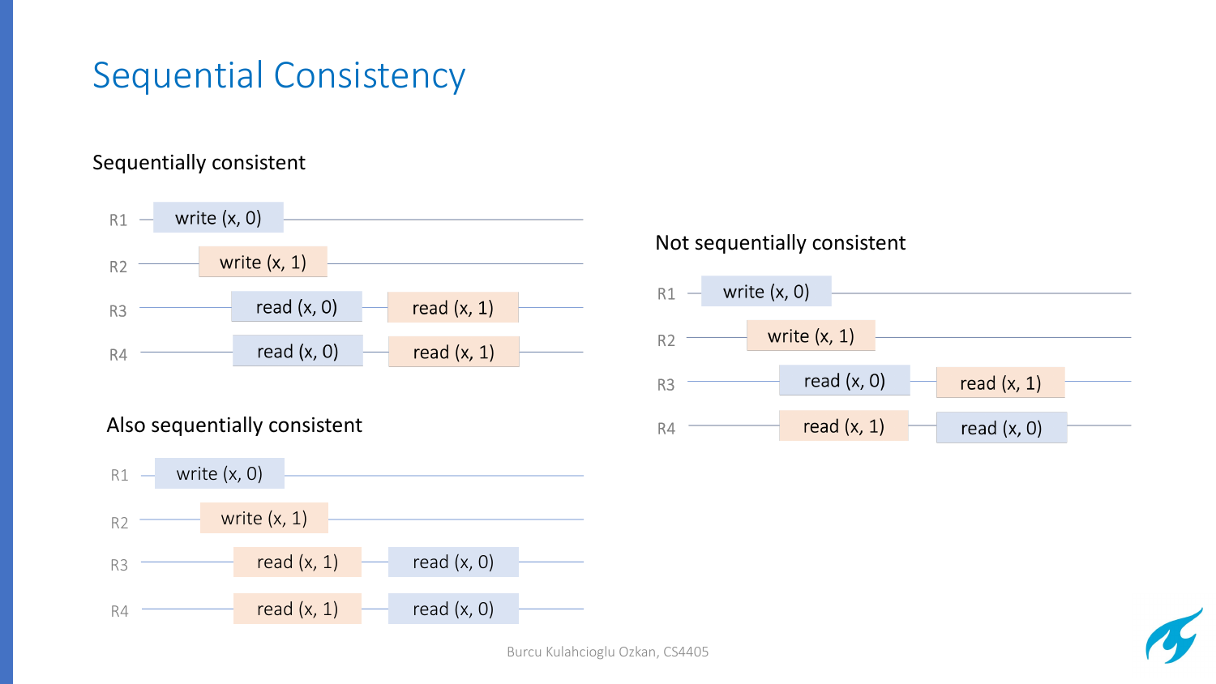# Sequential Consistency

## Sequentially consistent

| | | |
|---|---|---|
| R1 | write (x, 0) | |
| R2 | write (x, 1) | |
| R3 | read (x, 0) | read (x, 1) |
| R4 | read (x, 0) | read (x, 1) |

## Also sequentially consistent

| | | |
|---|---|---|
| R1 | write (x, 0) | |
| R2 | write (x, 1) | |
| R3 | read (x, 1) | read (x, 0) |
| R4 | read (x, 1) | read (x, 0) |

## Not sequentially consistent

| | | |
|---|---|---|
| R1 | write (x, 0) | |
| R2 | write (x, 1) | |
| R3 | read (x, 0) | read (x, 1) |
| R4 | read (x, 1) | read (x, 0) |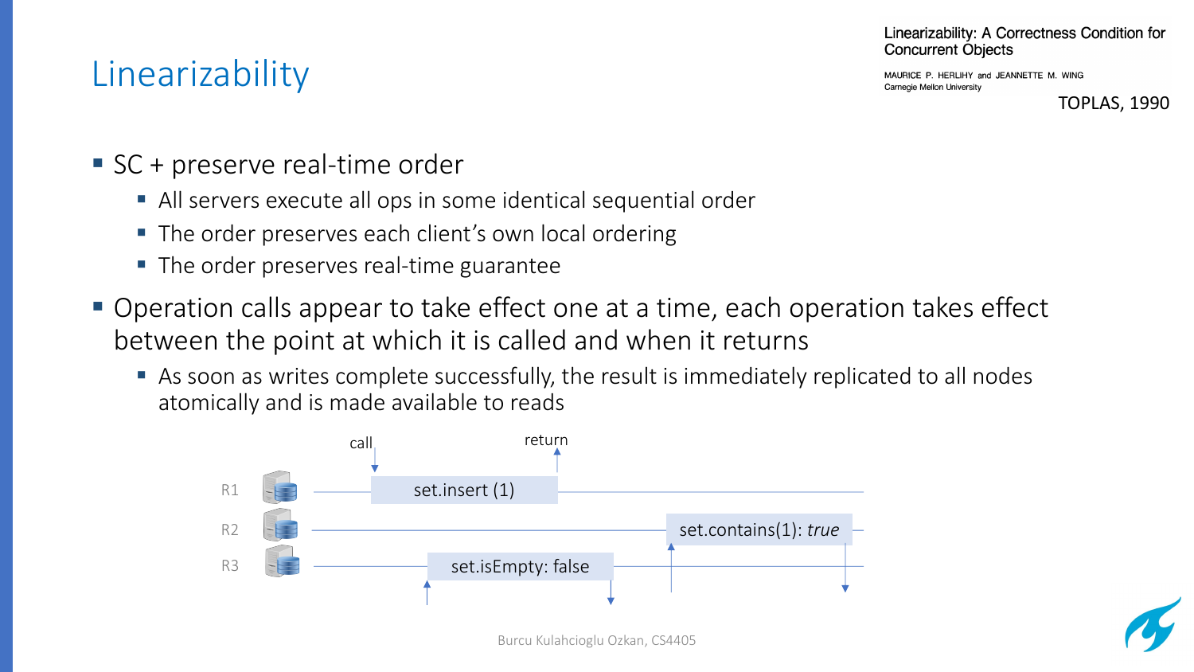# Linearizability

Linearizability: A Correctness Condition for Concurrent Objects

MAURICE P. HERLIHY and JEANNETTE M. WING
Carnegie Mellon University

TOPLAS, 1990

- SC + preserve real-time order
  - All servers execute all ops in some identical sequential order
  - The order preserves each client's own local ordering
  - The order preserves real-time guarantee
- Operation calls appear to take effect one at a time, each operation takes effect between the point at which it is called and when it returns
  - As soon as writes complete successfully, the result is immediately replicated to all nodes atomically and is made available to reads

call — return

R1: set.insert (1)

R2: set.contains(1): *true*

R3: set.isEmpty: false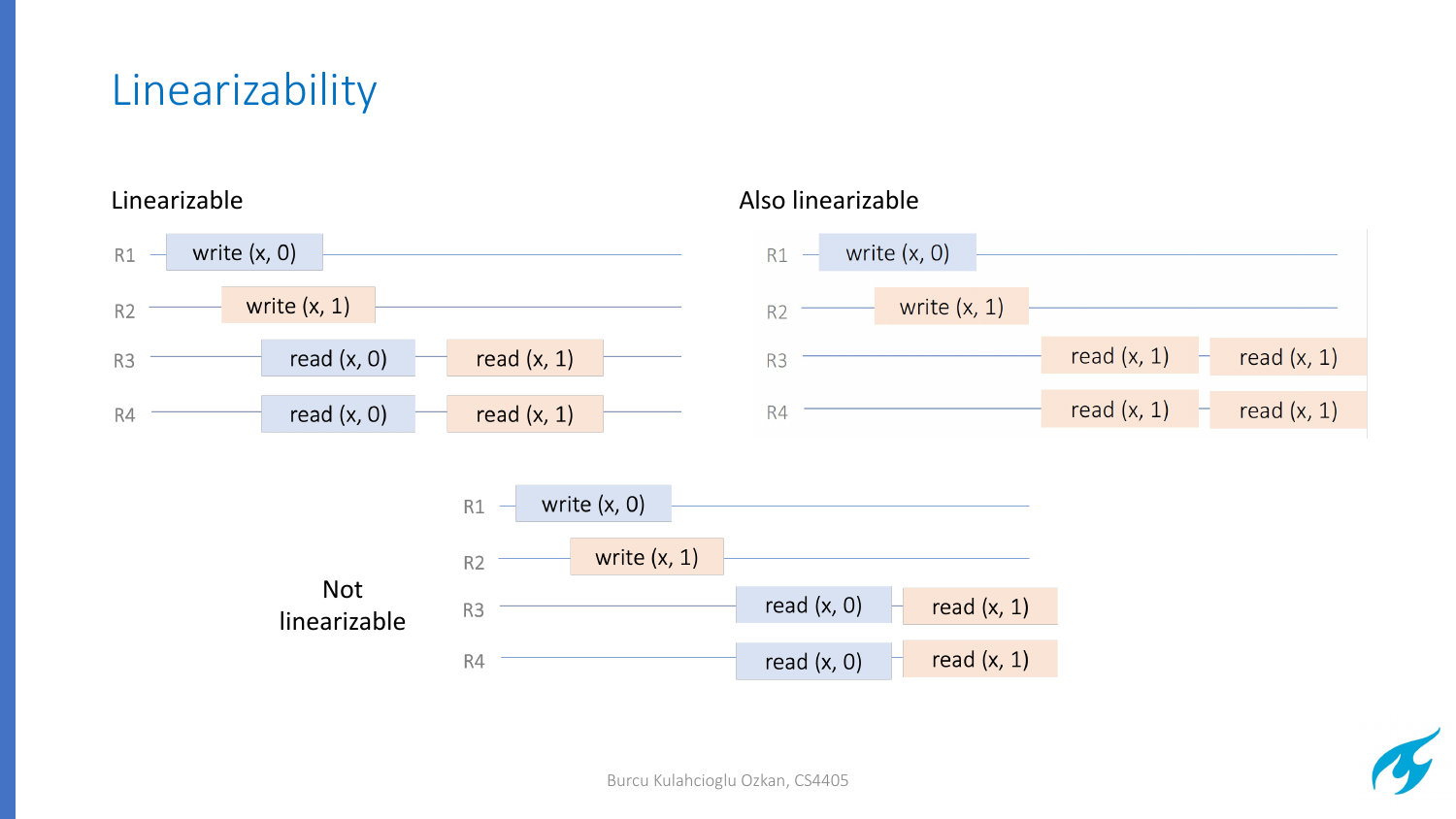# Linearizability

## Linearizable

R1 — write (x, 0)

R2 — write (x, 1)

R3 — read (x, 0) — read (x, 1)

R4 — read (x, 0) — read (x, 1)

## Also linearizable

R1 — write (x, 0)

R2 — write (x, 1)

R3 — read (x, 1) — read (x, 1)

R4 — read (x, 1) — read (x, 1)

## Not linearizable

R1 — write (x, 0)

R2 — write (x, 1)

R3 — read (x, 0) — read (x, 1)

R4 — read (x, 0) — read (x, 1)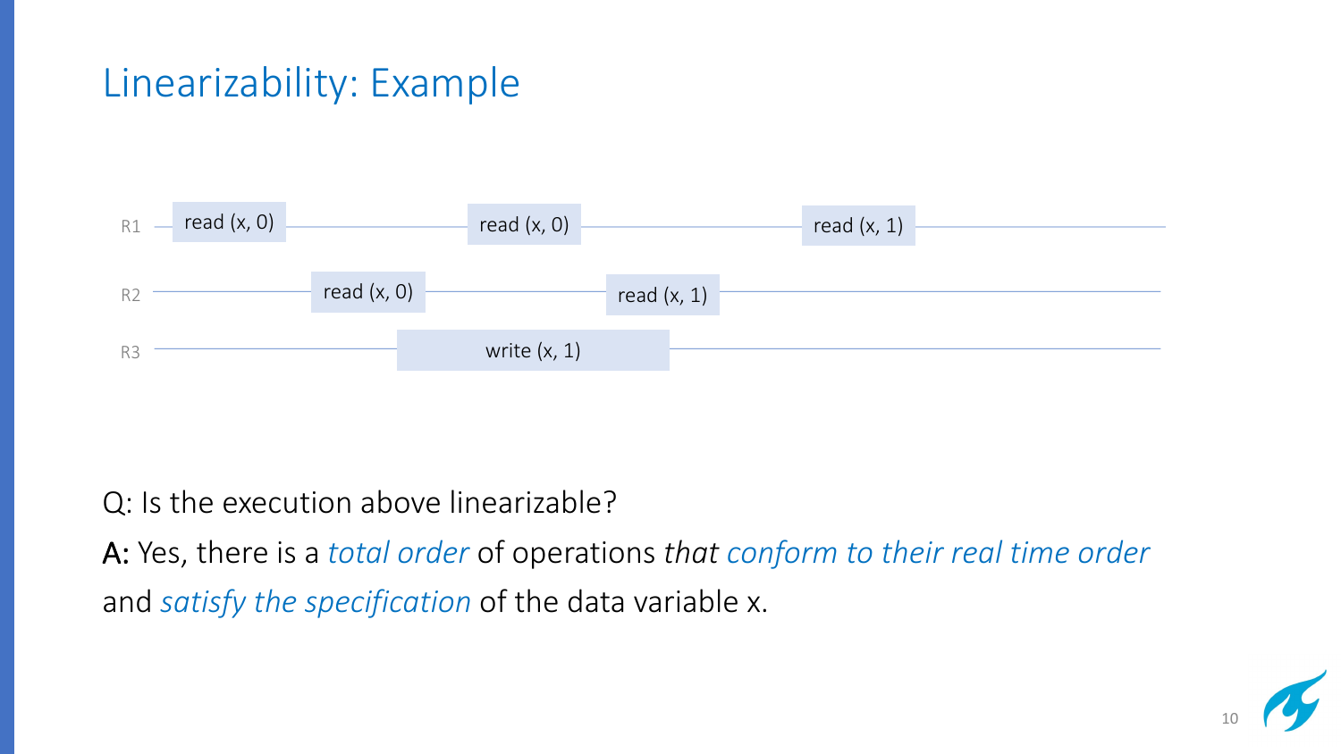# Linearizability: Example

R1: read (x, 0) — read (x, 0) — read (x, 1)

R2: read (x, 0) — read (x, 1)

R3: write (x, 1)

Q: Is the execution above linearizable?

**A:** Yes, there is a *total order* of operations *that* *conform to their real time order* and *satisfy the specification* of the data variable x.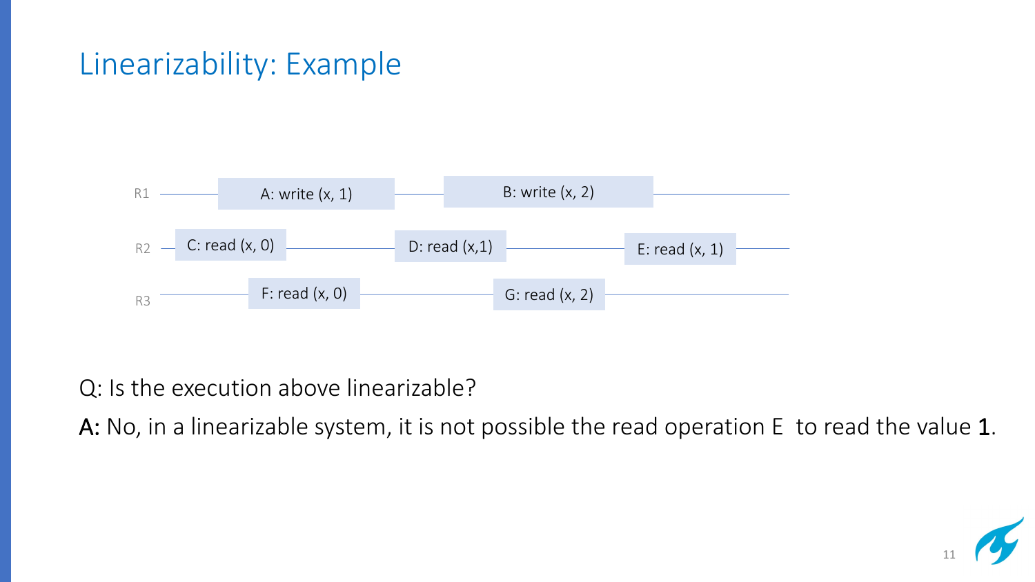# Linearizability: Example

R1: A: write (x, 1) — B: write (x, 2)

R2: C: read (x, 0) — D: read (x,1) — E: read (x, 1)

R3: F: read (x, 0) — G: read (x, 2)

Q: Is the execution above linearizable?

**A:** No, in a linearizable system, it is not possible the read operation E to read the value **1**.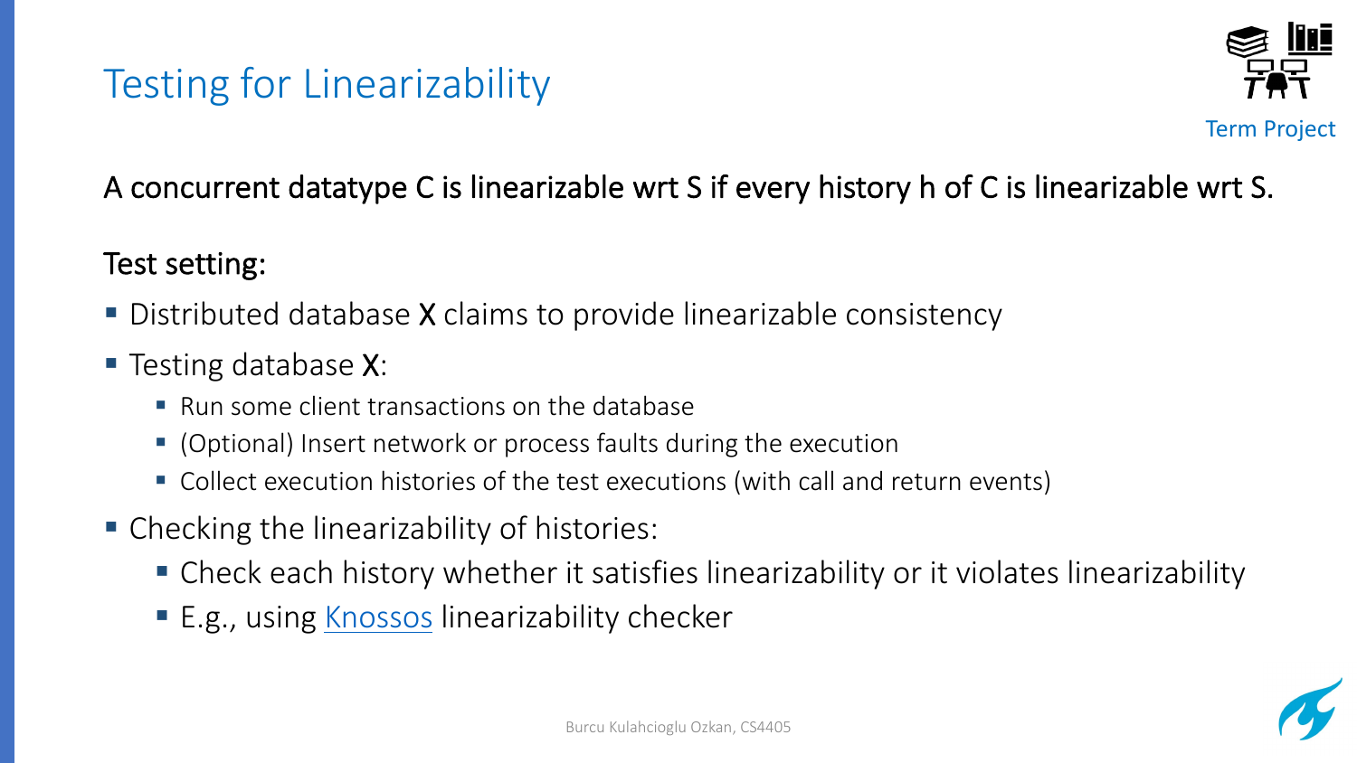# Testing for Linearizability

Term Project

A concurrent datatype C is linearizable wrt S if every history h of C is linearizable wrt S.

Test setting:

- Distributed database **X** claims to provide linearizable consistency
- Testing database **X**:
  - Run some client transactions on the database
  - (Optional) Insert network or process faults during the execution
  - Collect execution histories of the test executions (with call and return events)
- Checking the linearizability of histories:
  - Check each history whether it satisfies linearizability or it violates linearizability
  - E.g., using Knossos linearizability checker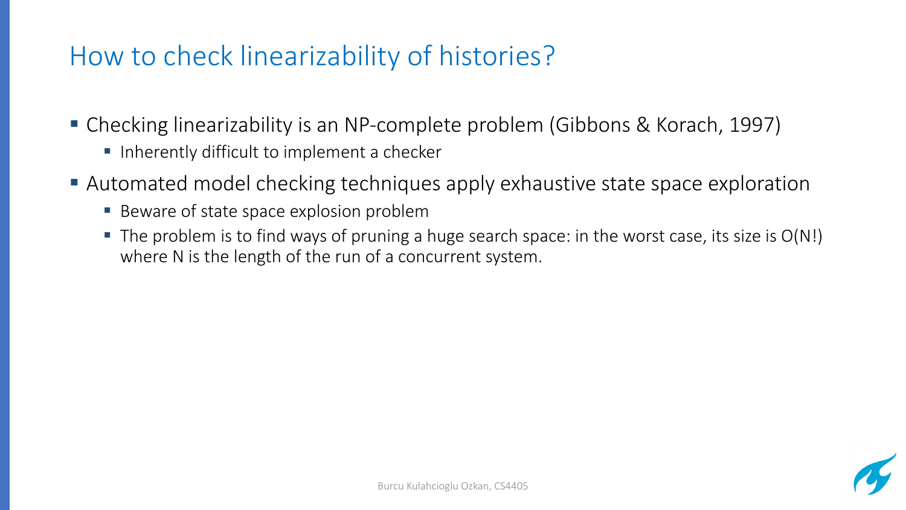# How to check linearizability of histories?

- Checking linearizability is an NP-complete problem (Gibbons & Korach, 1997)
  - Inherently difficult to implement a checker
- Automated model checking techniques apply exhaustive state space exploration
  - Beware of state space explosion problem
  - The problem is to find ways of pruning a huge search space: in the worst case, its size is $O(N!)$ where N is the length of the run of a concurrent system.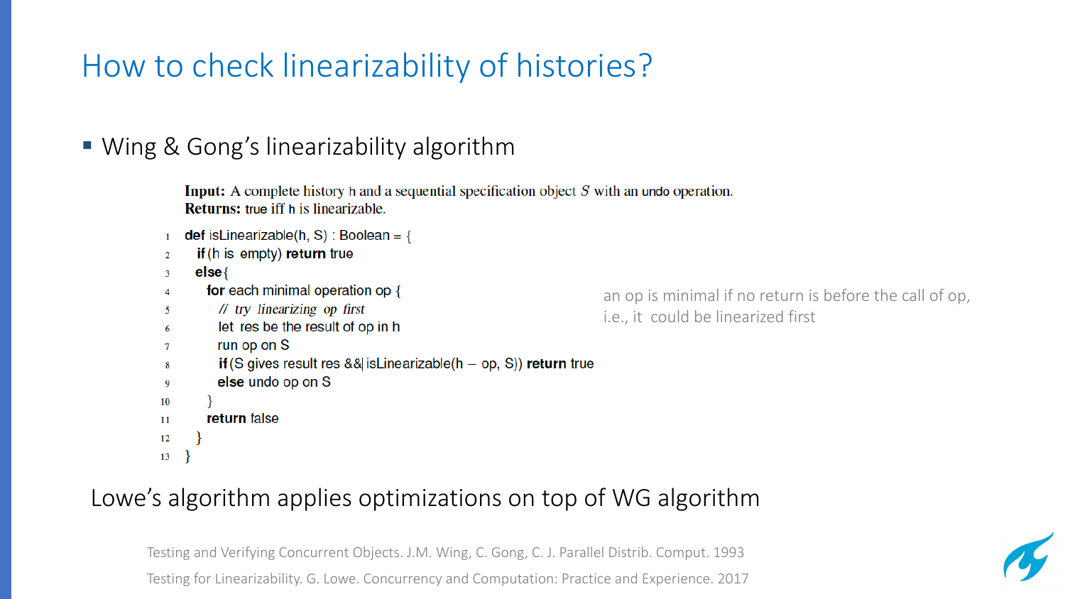# How to check linearizability of histories?

- Wing & Gong's linearizability algorithm

**Input:** A complete history h and a sequential specification object $S$ with an undo operation.
**Returns:** true iff h is linearizable.

```
1  def isLinearizable(h, S) : Boolean = {
2    if (h is empty) return true
3    else {
4      for each minimal operation op {
5        // try linearizing op first
6        let res be the result of op in h
7        run op on S
8        if (S gives result res && isLinearizable(h − op, S)) return true
9        else undo op on S
10     }
11     return false
12   }
13 }
```

an op is minimal if no return is before the call of op, i.e., it could be linearized first

Lowe's algorithm applies optimizations on top of WG algorithm

Testing and Verifying Concurrent Objects. J.M. Wing, C. Gong, C. J. Parallel Distrib. Comput. 1993

Testing for Linearizability. G. Lowe. Concurrency and Computation: Practice and Experience. 2017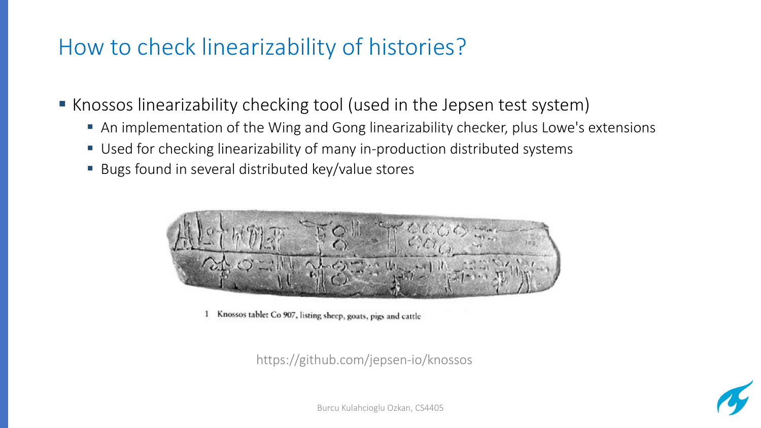# How to check linearizability of histories?

- Knossos linearizability checking tool (used in the Jepsen test system)
  - An implementation of the Wing and Gong linearizability checker, plus Lowe's extensions
  - Used for checking linearizability of many in-production distributed systems
  - Bugs found in several distributed key/value stores

1 Knossos tablet Co 907, listing sheep, goats, pigs and cattle

https://github.com/jepsen-io/knossos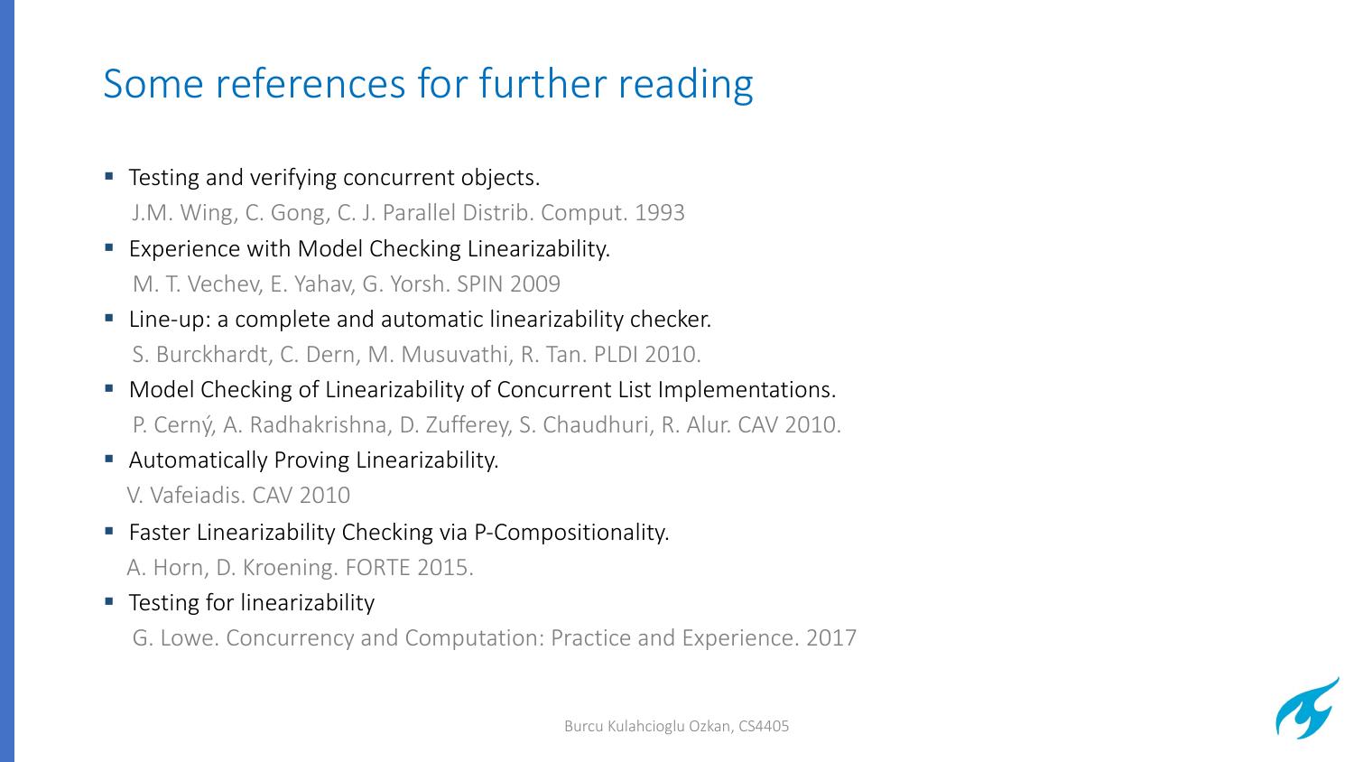# Some references for further reading

- Testing and verifying concurrent objects.
  J.M. Wing, C. Gong, C. J. Parallel Distrib. Comput. 1993
- Experience with Model Checking Linearizability.
  M. T. Vechev, E. Yahav, G. Yorsh. SPIN 2009
- Line-up: a complete and automatic linearizability checker.
  S. Burckhardt, C. Dern, M. Musuvathi, R. Tan. PLDI 2010.
- Model Checking of Linearizability of Concurrent List Implementations.
  P. Cerný, A. Radhakrishna, D. Zufferey, S. Chaudhuri, R. Alur. CAV 2010.
- Automatically Proving Linearizability.
  V. Vafeiadis. CAV 2010
- Faster Linearizability Checking via P-Compositionality.
  A. Horn, D. Kroening. FORTE 2015.
- Testing for linearizability
  G. Lowe. Concurrency and Computation: Practice and Experience. 2017